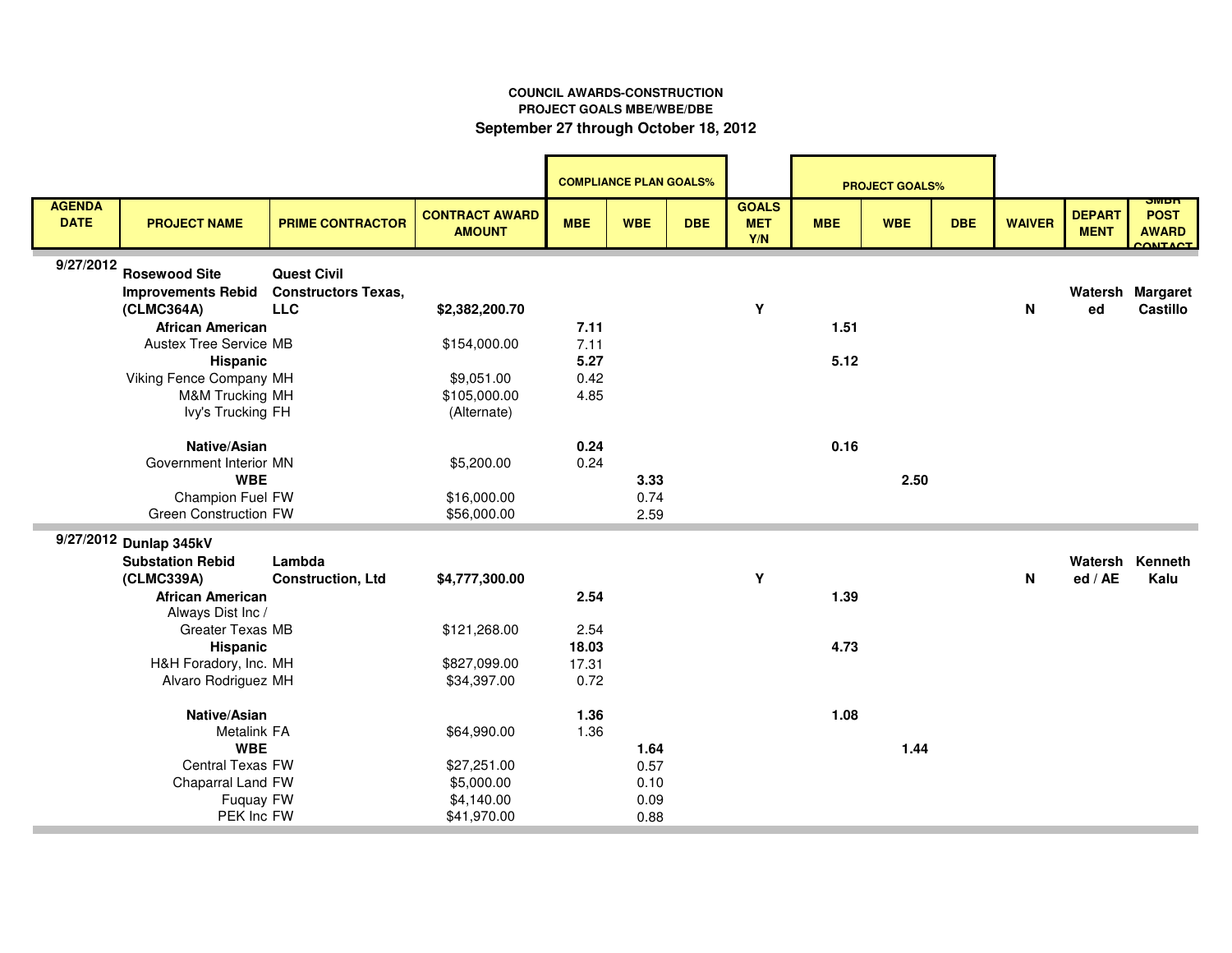**COUNCIL AWARDS-CONSTRUCTION**
**PROJECT GOALS MBE/WBE/DBE**
**September 27 through October 18, 2012**

| | | | | COMPLIANCE PLAN GOALS% | | | | PROJECT GOALS% | | | | | |
|---|---|---|---|---|---|---|---|---|---|---|---|---|---|
| **AGENDA DATE** | **PROJECT NAME** | **PRIME CONTRACTOR** | **CONTRACT AWARD AMOUNT** | **MBE** | **WBE** | **DBE** | **GOALS MET Y/N** | **MBE** | **WBE** | **DBE** | **WAIVER** | **DEPARTMENT** | **SMBR POST AWARD CONTACT** |
| **9/27/2012** | **Rosewood Site Improvements Rebid (CLMC364A)** | **Quest Civil Constructors Texas, LLC** | **$2,382,200.70** | | | | **Y** | | | | **N** | **Watershed** | **Margaret Castillo** |
| | **African American** | | | **7.11** | | | | **1.51** | | | | | |
| | Austex Tree Service | MB | $154,000.00 | 7.11 | | | | | | | | | |
| | **Hispanic** | | | **5.27** | | | | **5.12** | | | | | |
| | Viking Fence Company | MH | $9,051.00 | 0.42 | | | | | | | | | |
| | M&M Trucking | MH | $105,000.00 | 4.85 | | | | | | | | | |
| | Ivy's Trucking | FH | (Alternate) | | | | | | | | | | |
| | **Native/Asian** | | | **0.24** | | | | **0.16** | | | | | |
| | Government Interior | MN | $5,200.00 | 0.24 | | | | | | | | | |
| | **WBE** | | | | **3.33** | | | | **2.50** | | | | |
| | Champion Fuel | FW | $16,000.00 | | 0.74 | | | | | | | | |
| | Green Construction | FW | $56,000.00 | | 2.59 | | | | | | | | |
| **9/27/2012** | **Dunlap 345kV Substation Rebid (CLMC339A)** | **Lambda Construction, Ltd** | **$4,777,300.00** | | | | **Y** | | | | **N** | **Watershed / AE** | **Kenneth Kalu** |
| | **African American** | | | **2.54** | | | | **1.39** | | | | | |
| | Always Dist Inc / Greater Texas | MB | $121,268.00 | 2.54 | | | | | | | | | |
| | **Hispanic** | | | **18.03** | | | | **4.73** | | | | | |
| | H&H Foradory, Inc. | MH | $827,099.00 | 17.31 | | | | | | | | | |
| | Alvaro Rodriguez | MH | $34,397.00 | 0.72 | | | | | | | | | |
| | **Native/Asian** | | | **1.36** | | | | **1.08** | | | | | |
| | Metalink | FA | $64,990.00 | 1.36 | | | | | | | | | |
| | **WBE** | | | | **1.64** | | | | **1.44** | | | | |
| | Central Texas | FW | $27,251.00 | | 0.57 | | | | | | | | |
| | Chaparral Land | FW | $5,000.00 | | 0.10 | | | | | | | | |
| | Fuquay | FW | $4,140.00 | | 0.09 | | | | | | | | |
| | PEK Inc | FW | $41,970.00 | | 0.88 | | | | | | | | |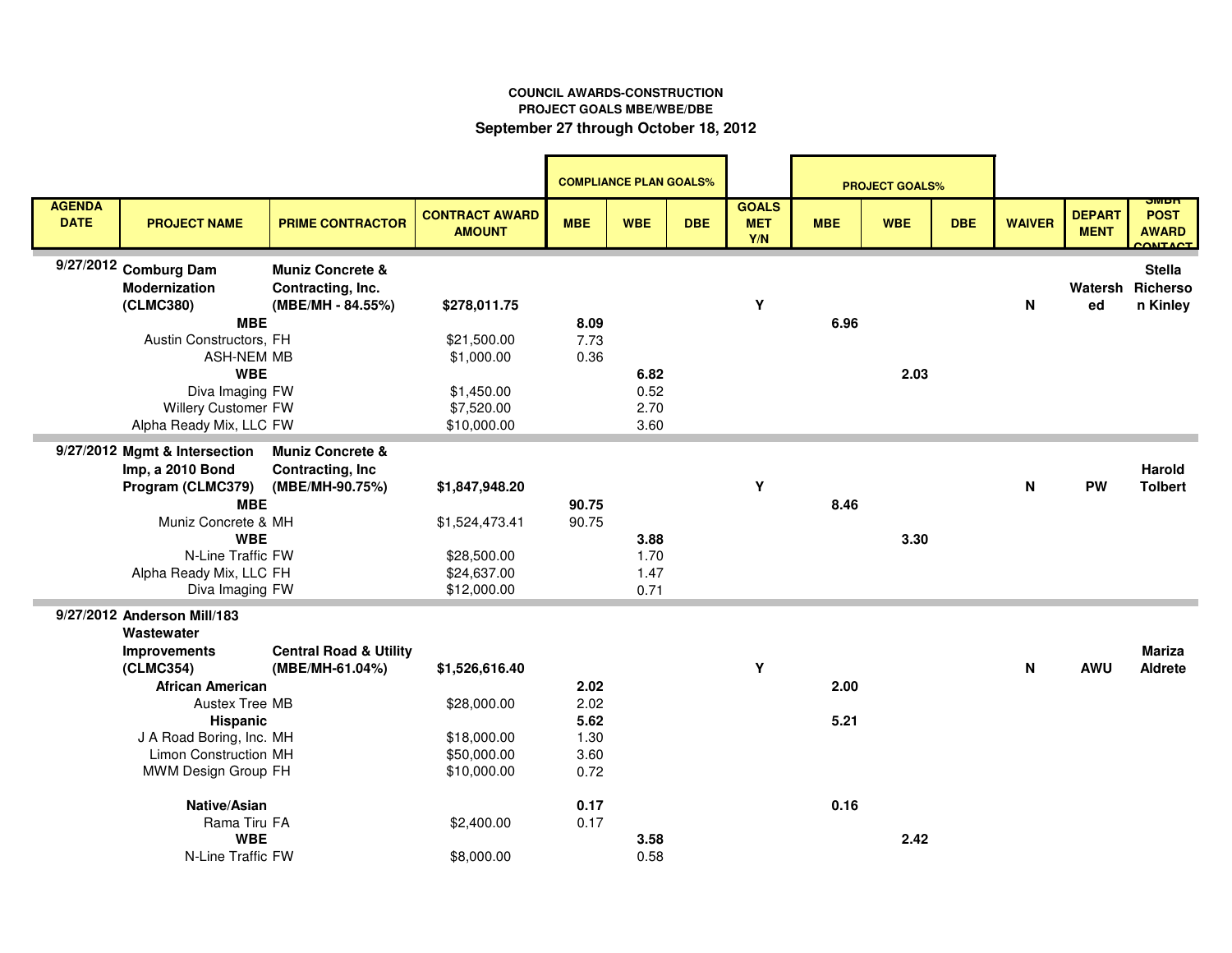**COUNCIL AWARDS-CONSTRUCTION**
**PROJECT GOALS MBE/WBE/DBE**
**September 27 through October 18, 2012**

| AGENDA DATE | PROJECT NAME | PRIME CONTRACTOR | CONTRACT AWARD AMOUNT | COMPLIANCE PLAN GOALS% MBE | COMPLIANCE PLAN GOALS% WBE | COMPLIANCE PLAN GOALS% DBE | GOALS MET Y/N | PROJECT GOALS% MBE | PROJECT GOALS% WBE | PROJECT GOALS% DBE | WAIVER | DEPARTMENT | SMBR POST AWARD CONTACT |
|---|---|---|---|---|---|---|---|---|---|---|---|---|---|
| 9/27/2012 | **Comburg Dam Modernization (CLMC380)** | **Muniz Concrete & Contracting, Inc. (MBE/MH - 84.55%)** | **$278,011.75** | | | | **Y** | | | | **N** | **Watershed** | **Stella Richerson Kinley** |
| | **MBE** | | | **8.09** | | | | **6.96** | | | | | |
| | Austin Constructors, FH | | $21,500.00 | 7.73 | | | | | | | | | |
| | ASH-NEM MB | | $1,000.00 | 0.36 | | | | | | | | | |
| | **WBE** | | | | **6.82** | | | | **2.03** | | | | |
| | Diva Imaging FW | | $1,450.00 | | 0.52 | | | | | | | | |
| | Willery Customer FW | | $7,520.00 | | 2.70 | | | | | | | | |
| | Alpha Ready Mix, LLC FW | | $10,000.00 | | 3.60 | | | | | | | | |
| 9/27/2012 | **Mgmt & Intersection Imp, a 2010 Bond Program (CLMC379)** | **Muniz Concrete & Contracting, Inc (MBE/MH-90.75%)** | **$1,847,948.20** | | | | **Y** | | | | **N** | **PW** | **Harold Tolbert** |
| | **MBE** | | | **90.75** | | | | **8.46** | | | | | |
| | Muniz Concrete & MH | | $1,524,473.41 | 90.75 | | | | | | | | | |
| | **WBE** | | | | **3.88** | | | | **3.30** | | | | |
| | N-Line Traffic FW | | $28,500.00 | | 1.70 | | | | | | | | |
| | Alpha Ready Mix, LLC FH | | $24,637.00 | | 1.47 | | | | | | | | |
| | Diva Imaging FW | | $12,000.00 | | 0.71 | | | | | | | | |
| 9/27/2012 | **Anderson Mill/183 Wastewater Improvements (CLMC354)** | **Central Road & Utility (MBE/MH-61.04%)** | **$1,526,616.40** | | | | **Y** | | | | **N** | **AWU** | **Mariza Aldrete** |
| | **African American** | | | **2.02** | | | | **2.00** | | | | | |
| | Austex Tree MB | | $28,000.00 | 2.02 | | | | | | | | | |
| | **Hispanic** | | | **5.62** | | | | **5.21** | | | | | |
| | J A Road Boring, Inc. MH | | $18,000.00 | 1.30 | | | | | | | | | |
| | Limon Construction MH | | $50,000.00 | 3.60 | | | | | | | | | |
| | MWM Design Group FH | | $10,000.00 | 0.72 | | | | | | | | | |
| | **Native/Asian** | | | **0.17** | | | | **0.16** | | | | | |
| | Rama Tiru FA | | $2,400.00 | 0.17 | | | | | | | | | |
| | **WBE** | | | | **3.58** | | | | **2.42** | | | | |
| | N-Line Traffic FW | | $8,000.00 | | 0.58 | | | | | | | | |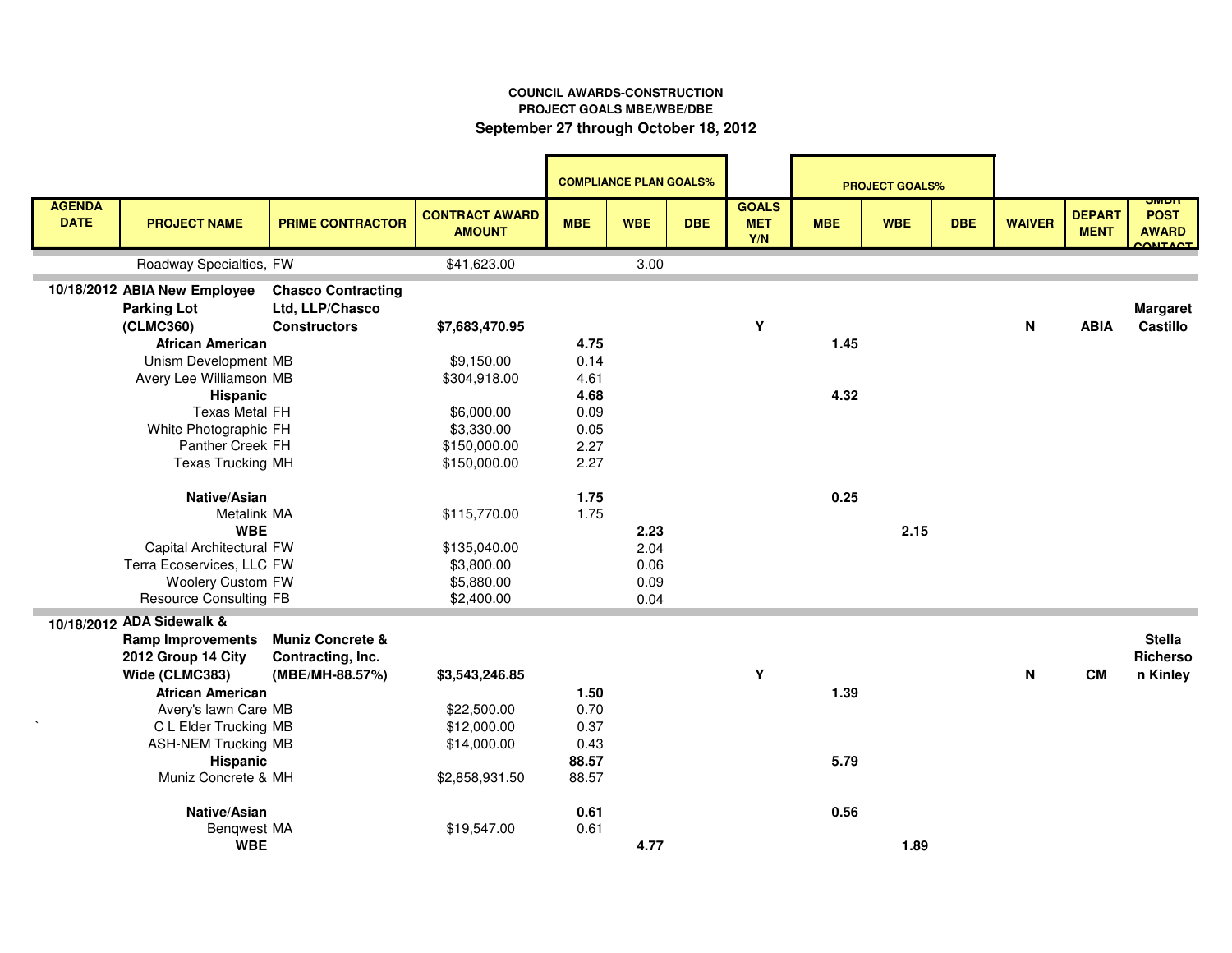**COUNCIL AWARDS-CONSTRUCTION**
**PROJECT GOALS MBE/WBE/DBE**
**September 27 through October 18, 2012**

| | | | | COMPLIANCE PLAN GOALS% | | | | PROJECT GOALS% | | | | | |
|---|---|---|---|---|---|---|---|---|---|---|---|---|---|
| **AGENDA DATE** | **PROJECT NAME** | **PRIME CONTRACTOR** | **CONTRACT AWARD AMOUNT** | **MBE** | **WBE** | **DBE** | **GOALS MET Y/N** | **MBE** | **WBE** | **DBE** | **WAIVER** | **DEPART MENT** | **SMBR POST AWARD CONTACT** |
| | Roadway Specialties, | FW | $41,623.00 | | 3.00 | | | | | | | | |
| 10/18/2012 | **ABIA New Employee Parking Lot (CLMC360)** | **Chasco Contracting Ltd, LLP/Chasco Constructors** | **$7,683,470.95** | | | | **Y** | | | | **N** | **ABIA** | **Margaret Castillo** |
| | **African American** | | | **4.75** | | | | **1.45** | | | | | |
| | Unism Development | MB | $9,150.00 | 0.14 | | | | | | | | | |
| | Avery Lee Williamson | MB | $304,918.00 | 4.61 | | | | | | | | | |
| | **Hispanic** | | | **4.68** | | | | **4.32** | | | | | |
| | Texas Metal | FH | $6,000.00 | 0.09 | | | | | | | | | |
| | White Photographic | FH | $3,330.00 | 0.05 | | | | | | | | | |
| | Panther Creek | FH | $150,000.00 | 2.27 | | | | | | | | | |
| | Texas Trucking | MH | $150,000.00 | 2.27 | | | | | | | | | |
| | **Native/Asian** | | | **1.75** | | | | **0.25** | | | | | |
| | Metalink | MA | $115,770.00 | 1.75 | | | | | | | | | |
| | **WBE** | | | | **2.23** | | | | **2.15** | | | | |
| | Capital Architectural | FW | $135,040.00 | | 2.04 | | | | | | | | |
| | Terra Ecoservices, LLC | FW | $3,800.00 | | 0.06 | | | | | | | | |
| | Woolery Custom | FW | $5,880.00 | | 0.09 | | | | | | | | |
| | Resource Consulting | FB | $2,400.00 | | 0.04 | | | | | | | | |
| 10/18/2012 | **ADA Sidewalk & Ramp Improvements 2012 Group 14 City Wide (CLMC383)** | **Muniz Concrete & Contracting, Inc. (MBE/MH-88.57%)** | **$3,543,246.85** | | | | **Y** | | | | **N** | **CM** | **Stella Richerson Kinley** |
| | **African American** | | | **1.50** | | | | **1.39** | | | | | |
| | Avery's lawn Care | MB | $22,500.00 | 0.70 | | | | | | | | | |
| | C L Elder Trucking | MB | $12,000.00 | 0.37 | | | | | | | | | |
| | ASH-NEM Trucking | MB | $14,000.00 | 0.43 | | | | | | | | | |
| | **Hispanic** | | | **88.57** | | | | **5.79** | | | | | |
| | Muniz Concrete & | MH | $2,858,931.50 | 88.57 | | | | | | | | | |
| | **Native/Asian** | | | **0.61** | | | | **0.56** | | | | | |
| | Benqwest | MA | $19,547.00 | 0.61 | | | | | | | | | |
| | **WBE** | | | | **4.77** | | | | **1.89** | | | | |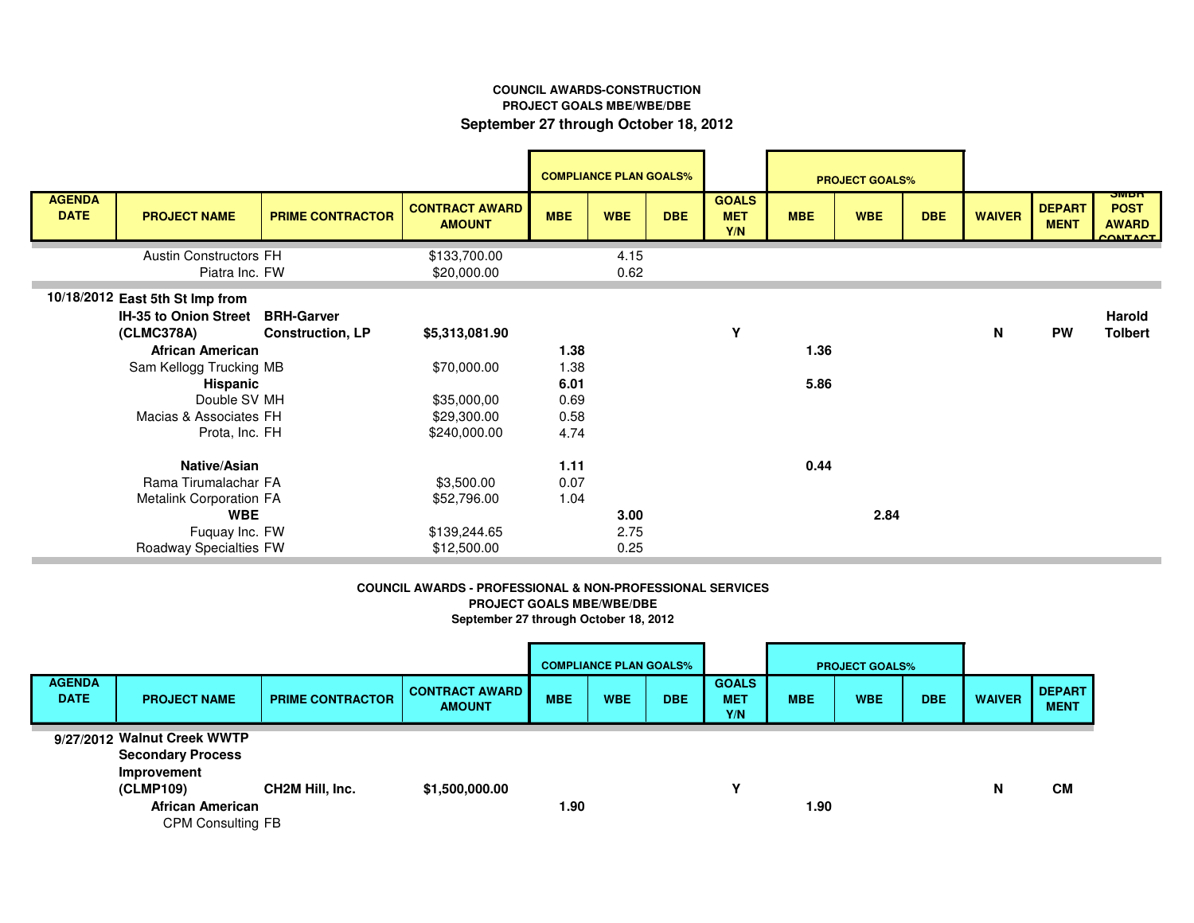**COUNCIL AWARDS-CONSTRUCTION**
**PROJECT GOALS MBE/WBE/DBE**
**September 27 through October 18, 2012**

| AGENDA DATE | PROJECT NAME | PRIME CONTRACTOR | CONTRACT AWARD AMOUNT | COMPLIANCE PLAN GOALS% MBE | COMPLIANCE PLAN GOALS% WBE | COMPLIANCE PLAN GOALS% DBE | GOALS MET Y/N | PROJECT GOALS% MBE | PROJECT GOALS% WBE | PROJECT GOALS% DBE | WAIVER | DEPARTMENT | SMBR POST AWARD CONTACT |
|---|---|---|---|---|---|---|---|---|---|---|---|---|---|
| | Austin Constructors | FH | $133,700.00 | | 4.15 | | | | | | | | |
| | Piatra Inc. | FW | $20,000.00 | | 0.62 | | | | | | | | |
| **10/18/2012** | **East 5th St Imp from IH-35 to Onion Street (CLMC378A)** | **BRH-Garver Construction, LP** | **$5,313,081.90** | | | | **Y** | | | | **N** | **PW** | **Harold Tolbert** |
| | **African American** | | | **1.38** | | | | **1.36** | | | | | |
| | Sam Kellogg Trucking | MB | $70,000.00 | 1.38 | | | | | | | | | |
| | **Hispanic** | | | **6.01** | | | | **5.86** | | | | | |
| | Double SV | MH | $35,000,00 | 0.69 | | | | | | | | | |
| | Macias & Associates | FH | $29,300.00 | 0.58 | | | | | | | | | |
| | Prota, Inc. | FH | $240,000.00 | 4.74 | | | | | | | | | |
| | **Native/Asian** | | | **1.11** | | | | **0.44** | | | | | |
| | Rama Tirumalachar | FA | $3,500.00 | 0.07 | | | | | | | | | |
| | Metalink Corporation | FA | $52,796.00 | 1.04 | | | | | | | | | |
| | **WBE** | | | | **3.00** | | | | **2.84** | | | | |
| | Fuquay Inc. | FW | $139,244.65 | | 2.75 | | | | | | | | |
| | Roadway Specialties | FW | $12,500.00 | | 0.25 | | | | | | | | |

**COUNCIL AWARDS - PROFESSIONAL & NON-PROFESSIONAL SERVICES**
**PROJECT GOALS MBE/WBE/DBE**
**September 27 through October 18, 2012**

| AGENDA DATE | PROJECT NAME | PRIME CONTRACTOR | CONTRACT AWARD AMOUNT | COMPLIANCE PLAN GOALS% MBE | COMPLIANCE PLAN GOALS% WBE | COMPLIANCE PLAN GOALS% DBE | GOALS MET Y/N | PROJECT GOALS% MBE | PROJECT GOALS% WBE | PROJECT GOALS% DBE | WAIVER | DEPARTMENT |
|---|---|---|---|---|---|---|---|---|---|---|---|---|
| **9/27/2012** | **Walnut Creek WWTP Secondary Process Improvement (CLMP109)** | **CH2M Hill, Inc.** | **$1,500,000.00** | | | | **Y** | | | | **N** | **CM** |
| | **African American** | | | **1.90** | | | | **1.90** | | | | |
| | CPM Consulting | FB | | | | | | | | | | |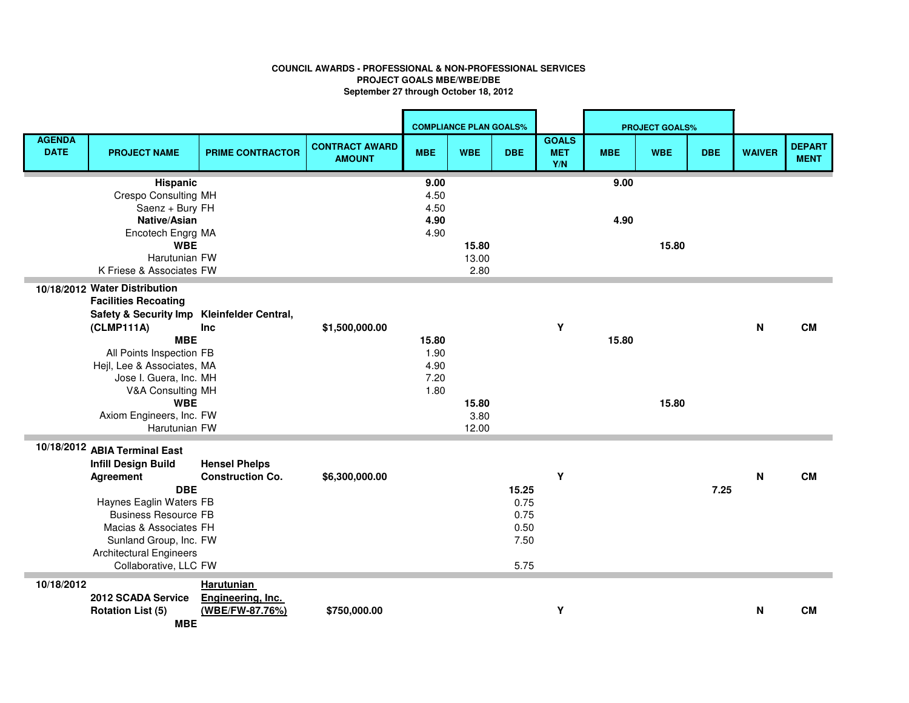**COUNCIL AWARDS - PROFESSIONAL & NON-PROFESSIONAL SERVICES**
**PROJECT GOALS MBE/WBE/DBE**
**September 27 through October 18, 2012**

| | | | | COMPLIANCE PLAN GOALS% | | | | PROJECT GOALS% | | | | |
|---|---|---|---|---|---|---|---|---|---|---|---|---|
| **AGENDA DATE** | **PROJECT NAME** | **PRIME CONTRACTOR** | **CONTRACT AWARD AMOUNT** | **MBE** | **WBE** | **DBE** | **GOALS MET Y/N** | **MBE** | **WBE** | **DBE** | **WAIVER** | **DEPART MENT** |
| | **Hispanic** | | | **9.00** | | | | **9.00** | | | | |
| | Crespo Consulting | MH | | 4.50 | | | | | | | | |
| | Saenz + Bury | FH | | 4.50 | | | | | | | | |
| | **Native/Asian** | | | **4.90** | | | | **4.90** | | | | |
| | Encotech Engrg | MA | | 4.90 | | | | | | | | |
| | **WBE** | | | | **15.80** | | | | **15.80** | | | |
| | Harutunian | FW | | | 13.00 | | | | | | | |
| | K Friese & Associates | FW | | | 2.80 | | | | | | | |
| **10/18/2012** | **Water Distribution Facilities Recoating Safety & Security Imp (CLMP111A)** | **Kleinfelder Central, Inc** | **$1,500,000.00** | | | | **Y** | | | | **N** | **CM** |
| | **MBE** | | | **15.80** | | | | **15.80** | | | | |
| | All Points Inspection | FB | | 1.90 | | | | | | | | |
| | Hejl, Lee & Associates, | MA | | 4.90 | | | | | | | | |
| | Jose I. Guera, Inc. | MH | | 7.20 | | | | | | | | |
| | V&A Consulting | MH | | 1.80 | | | | | | | | |
| | **WBE** | | | | **15.80** | | | | **15.80** | | | |
| | Axiom Engineers, Inc. | FW | | | 3.80 | | | | | | | |
| | Harutunian | FW | | | 12.00 | | | | | | | |
| **10/18/2012** | **ABIA Terminal East Infill Design Build Agreement** | **Hensel Phelps Construction Co.** | **$6,300,000.00** | | | | **Y** | | | | **N** | **CM** |
| | **DBE** | | | | | **15.25** | | | | **7.25** | | |
| | Haynes Eaglin Waters | FB | | | | 0.75 | | | | | | |
| | Business Resource | FB | | | | 0.75 | | | | | | |
| | Macias & Associates | FH | | | | 0.50 | | | | | | |
| | Sunland Group, Inc. | FW | | | | 7.50 | | | | | | |
| | Architectural Engineers Collaborative, LLC | FW | | | | 5.75 | | | | | | |
| **10/18/2012** | **2012 SCADA Service Rotation List (5)** | **Harutunian Engineering, Inc. (WBE/FW-87.76%)** | **$750,000.00** | | | | **Y** | | | | **N** | **CM** |
| | **MBE** | | | | | | | | | | | |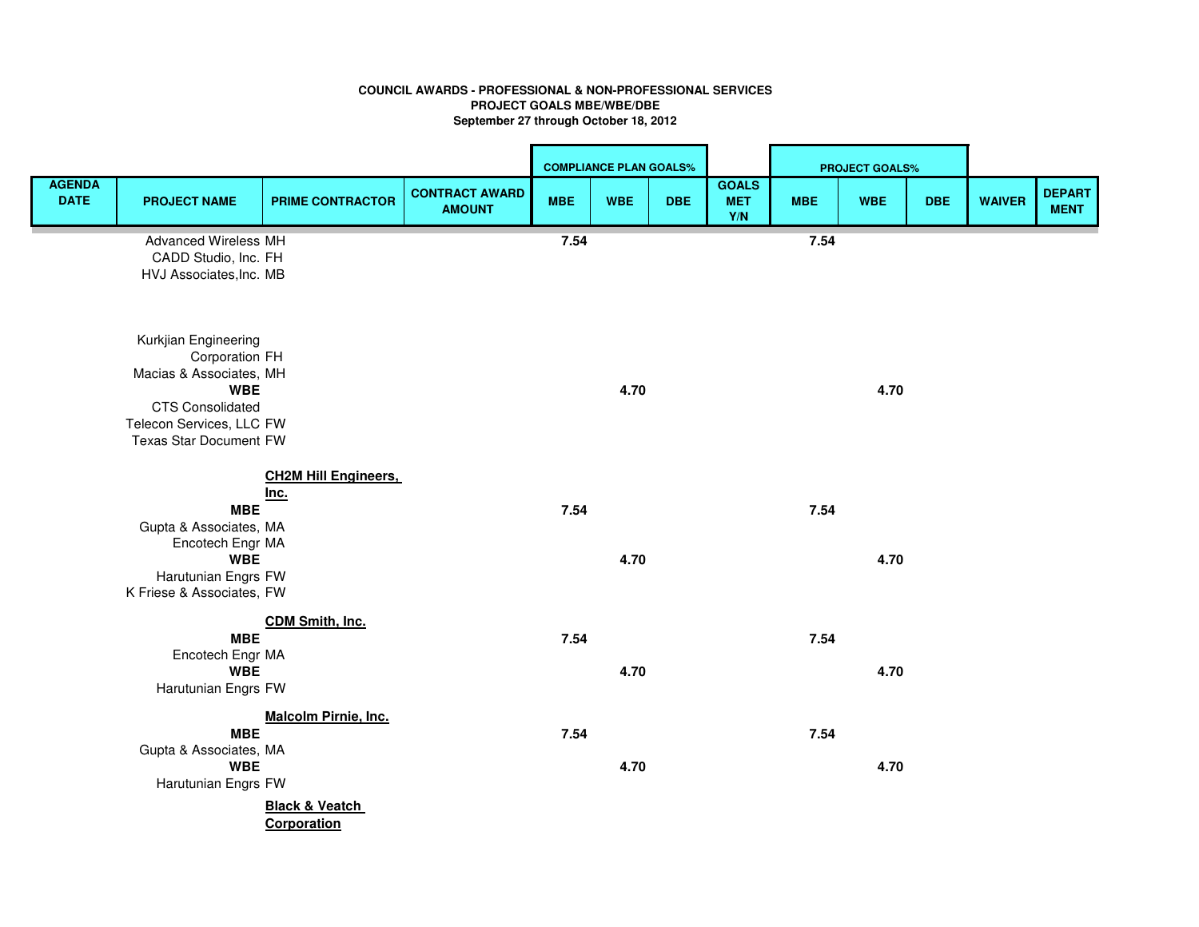**COUNCIL AWARDS - PROFESSIONAL & NON-PROFESSIONAL SERVICES**
**PROJECT GOALS MBE/WBE/DBE**
**September 27 through October 18, 2012**

| | | | | COMPLIANCE PLAN GOALS% | | | | PROJECT GOALS% | | | | |
|---|---|---|---|---|---|---|---|---|---|---|---|---|
| **AGENDA DATE** | **PROJECT NAME** | **PRIME CONTRACTOR** | **CONTRACT AWARD AMOUNT** | **MBE** | **WBE** | **DBE** | **GOALS MET Y/N** | **MBE** | **WBE** | **DBE** | **WAIVER** | **DEPART MENT** |
| | Advanced Wireless | MH | | 7.54 | | | | 7.54 | | | | |
| | CADD Studio, Inc. | FH | | | | | | | | | | |
| | HVJ Associates,Inc. | MB | | | | | | | | | | |
| | Kurkjian Engineering Corporation | FH | | | | | | | | | | |
| | Macias & Associates, | MH | | | | | | | | | | |
| | **WBE** | | | | 4.70 | | | | 4.70 | | | |
| | CTS Consolidated Telecon Services, LLC | FW | | | | | | | | | | |
| | Texas Star Document | FW | | | | | | | | | | |
| | | **CH2M Hill Engineers, Inc.** | | | | | | | | | | |
| | **MBE** | | | 7.54 | | | | 7.54 | | | | |
| | Gupta & Associates, | MA | | | | | | | | | | |
| | Encotech Engr | MA | | | | | | | | | | |
| | **WBE** | | | | 4.70 | | | | 4.70 | | | |
| | Harutunian Engrs | FW | | | | | | | | | | |
| | K Friese & Associates, | FW | | | | | | | | | | |
| | | **CDM Smith, Inc.** | | | | | | | | | | |
| | **MBE** | | | 7.54 | | | | 7.54 | | | | |
| | Encotech Engr | MA | | | | | | | | | | |
| | **WBE** | | | | 4.70 | | | | 4.70 | | | |
| | Harutunian Engrs | FW | | | | | | | | | | |
| | | **Malcolm Pirnie, Inc.** | | | | | | | | | | |
| | **MBE** | | | 7.54 | | | | 7.54 | | | | |
| | Gupta & Associates, | MA | | | | | | | | | | |
| | **WBE** | | | | 4.70 | | | | 4.70 | | | |
| | Harutunian Engrs | FW | | | | | | | | | | |
| | | **Black & Veatch Corporation** | | | | | | | | | | |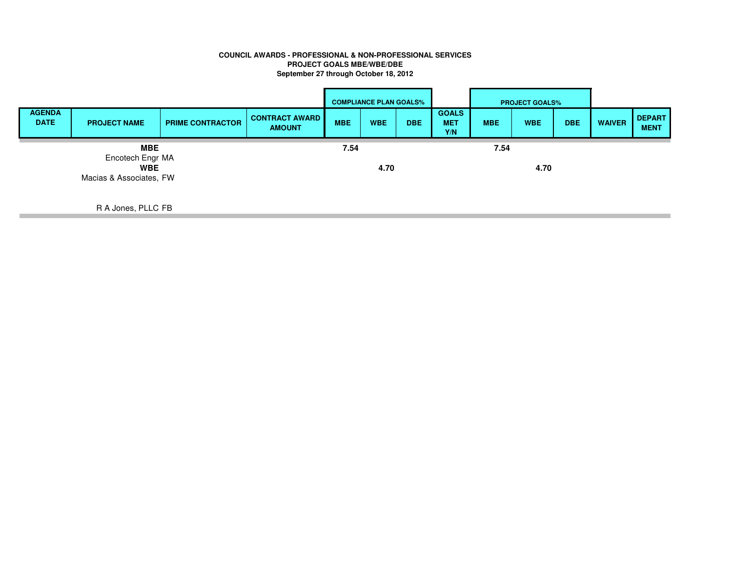**COUNCIL AWARDS - PROFESSIONAL & NON-PROFESSIONAL SERVICES**
**PROJECT GOALS MBE/WBE/DBE**
**September 27 through October 18, 2012**

| AGENDA DATE | PROJECT NAME | PRIME CONTRACTOR | CONTRACT AWARD AMOUNT | COMPLIANCE PLAN GOALS% MBE | COMPLIANCE PLAN GOALS% WBE | COMPLIANCE PLAN GOALS% DBE | GOALS MET Y/N | PROJECT GOALS% MBE | PROJECT GOALS% WBE | PROJECT GOALS% DBE | WAIVER | DEPART MENT |
|---|---|---|---|---|---|---|---|---|---|---|---|---|
| | **MBE** | | | **7.54** | | | | **7.54** | | | | |
| | Encotech Engr MA | | | | | | | | | | | |
| | **WBE** | | | | **4.70** | | | | **4.70** | | | |
| | Macias & Associates, FW | | | | | | | | | | | |
| | R A Jones, PLLC FB | | | | | | | | | | | |